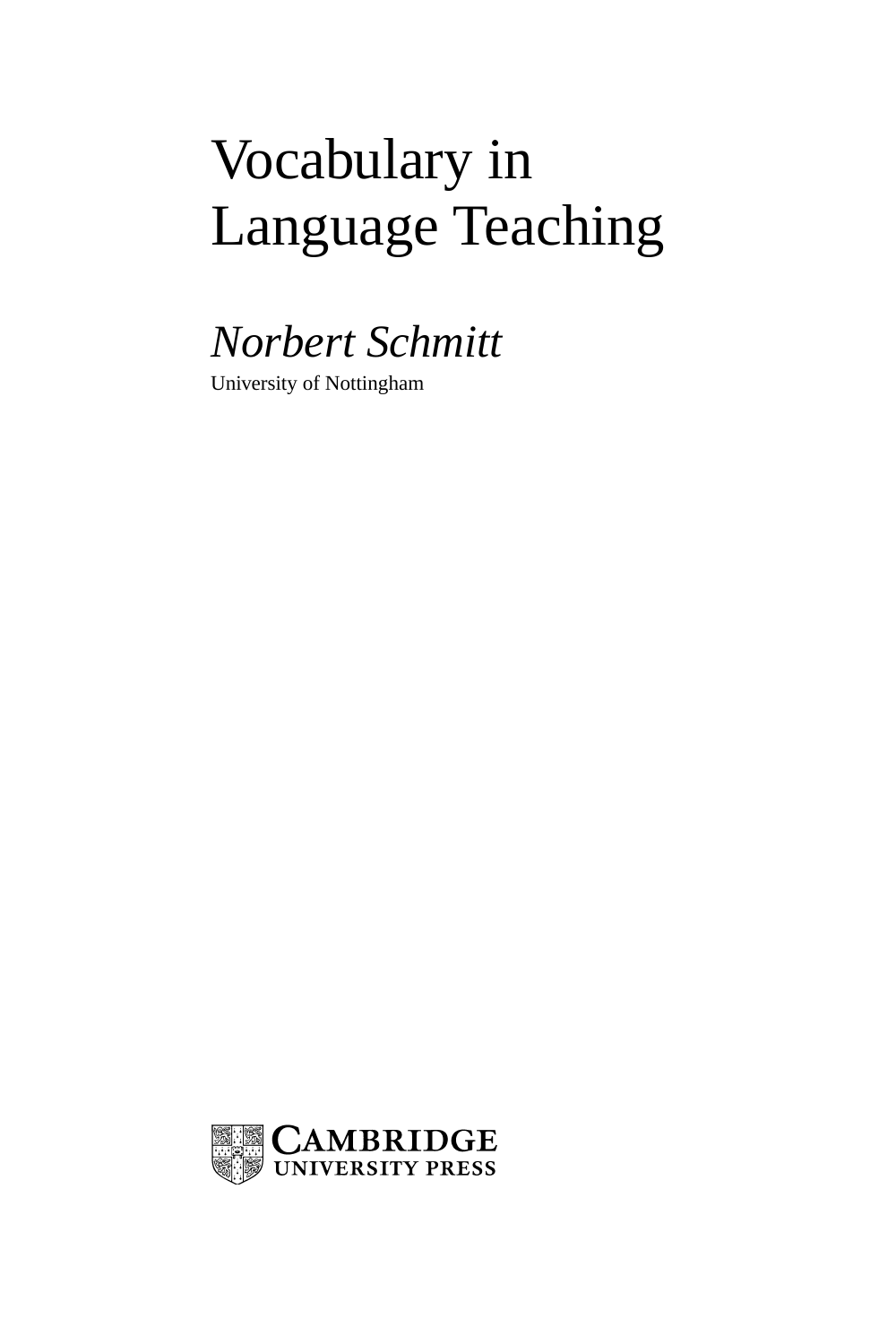# Vocabulary in Language Teaching

*Norbert Schmitt*

University of Nottingham

CAMBRIDGE
UNIVERSITY PRESS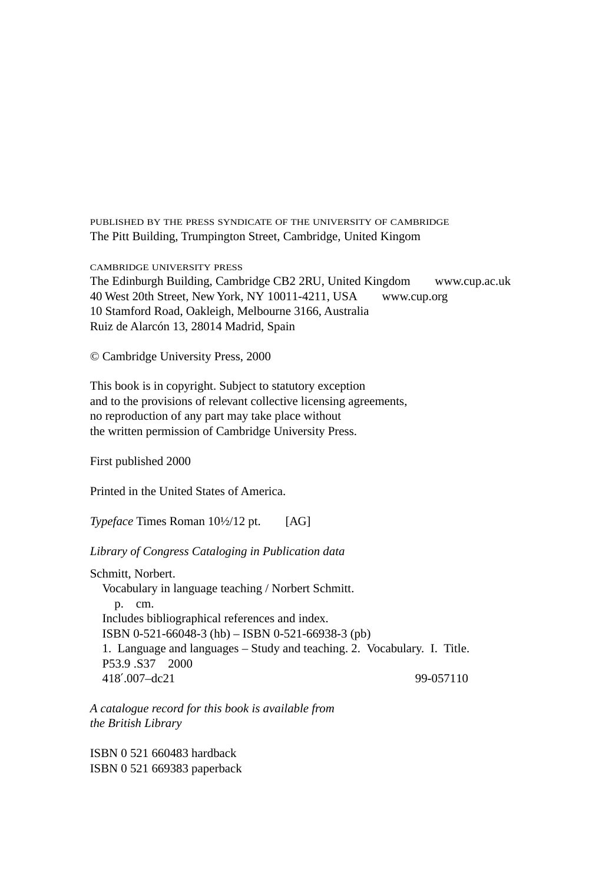PUBLISHED BY THE PRESS SYNDICATE OF THE UNIVERSITY OF CAMBRIDGE
The Pitt Building, Trumpington Street, Cambridge, United Kingom

CAMBRIDGE UNIVERSITY PRESS
The Edinburgh Building, Cambridge CB2 2RU, United Kingdom    www.cup.ac.uk
40 West 20th Street, New York, NY 10011-4211, USA    www.cup.org
10 Stamford Road, Oakleigh, Melbourne 3166, Australia
Ruiz de Alarcón 13, 28014 Madrid, Spain

© Cambridge University Press, 2000

This book is in copyright. Subject to statutory exception
and to the provisions of relevant collective licensing agreements,
no reproduction of any part may take place without
the written permission of Cambridge University Press.

First published 2000

Printed in the United States of America.

*Typeface* Times Roman 10½/12 pt.    [AG]

*Library of Congress Cataloging in Publication data*

Schmitt, Norbert.
  Vocabulary in language teaching / Norbert Schmitt.
    p.  cm.
  Includes bibliographical references and index.
  ISBN 0-521-66048-3 (hb) – ISBN 0-521-66938-3 (pb)
  1. Language and languages – Study and teaching. 2. Vocabulary. I. Title.
  P53.9 .S37  2000
  418′.007–dc21                                   99-057110

*A catalogue record for this book is available from
the British Library*

ISBN 0 521 660483 hardback
ISBN 0 521 669383 paperback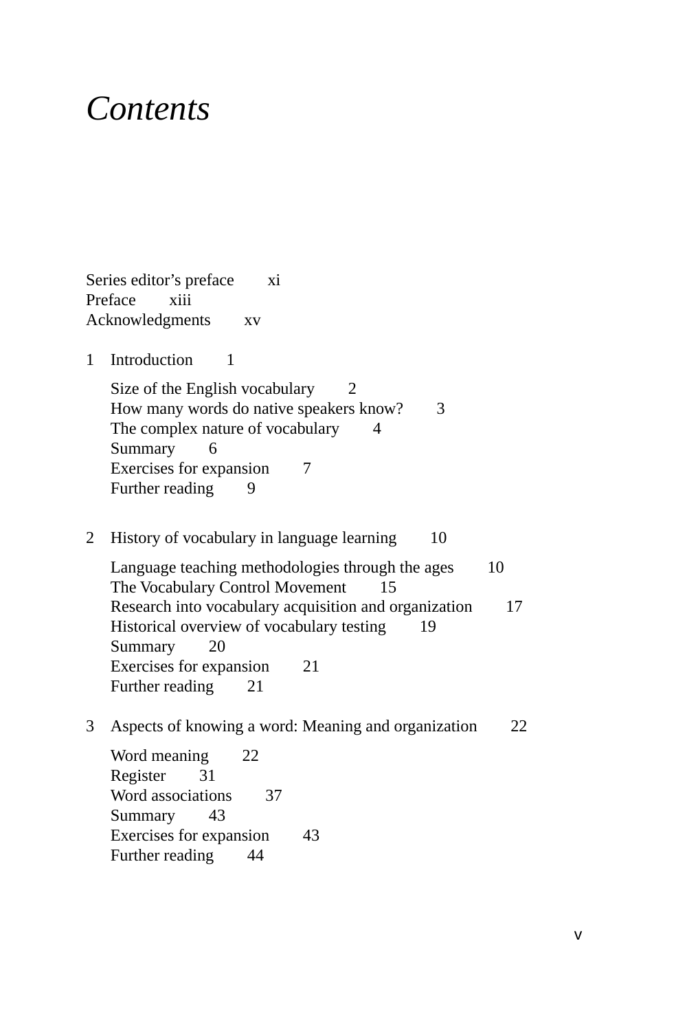# *Contents*

Series editor's preface xi
Preface xiii
Acknowledgments xv

1 Introduction 1

Size of the English vocabulary 2
How many words do native speakers know? 3
The complex nature of vocabulary 4
Summary 6
Exercises for expansion 7
Further reading 9

2 History of vocabulary in language learning 10

Language teaching methodologies through the ages 10
The Vocabulary Control Movement 15
Research into vocabulary acquisition and organization 17
Historical overview of vocabulary testing 19
Summary 20
Exercises for expansion 21
Further reading 21

3 Aspects of knowing a word: Meaning and organization 22

Word meaning 22
Register 31
Word associations 37
Summary 43
Exercises for expansion 43
Further reading 44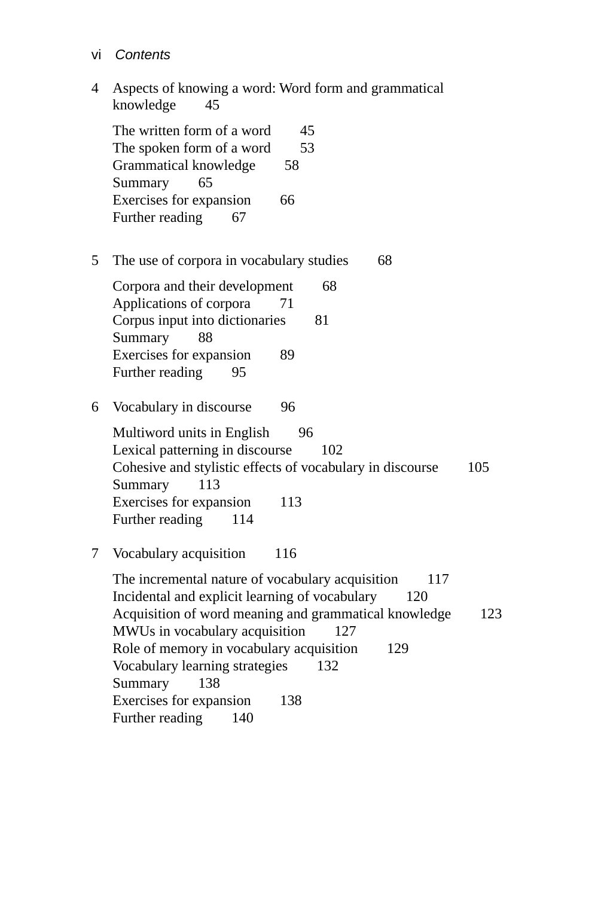4 Aspects of knowing a word: Word form and grammatical knowledge 45

The written form of a word 45
The spoken form of a word 53
Grammatical knowledge 58
Summary 65
Exercises for expansion 66
Further reading 67

5 The use of corpora in vocabulary studies 68

Corpora and their development 68
Applications of corpora 71
Corpus input into dictionaries 81
Summary 88
Exercises for expansion 89
Further reading 95

6 Vocabulary in discourse 96

Multiword units in English 96
Lexical patterning in discourse 102
Cohesive and stylistic effects of vocabulary in discourse 105
Summary 113
Exercises for expansion 113
Further reading 114

7 Vocabulary acquisition 116

The incremental nature of vocabulary acquisition 117
Incidental and explicit learning of vocabulary 120
Acquisition of word meaning and grammatical knowledge 123
MWUs in vocabulary acquisition 127
Role of memory in vocabulary acquisition 129
Vocabulary learning strategies 132
Summary 138
Exercises for expansion 138
Further reading 140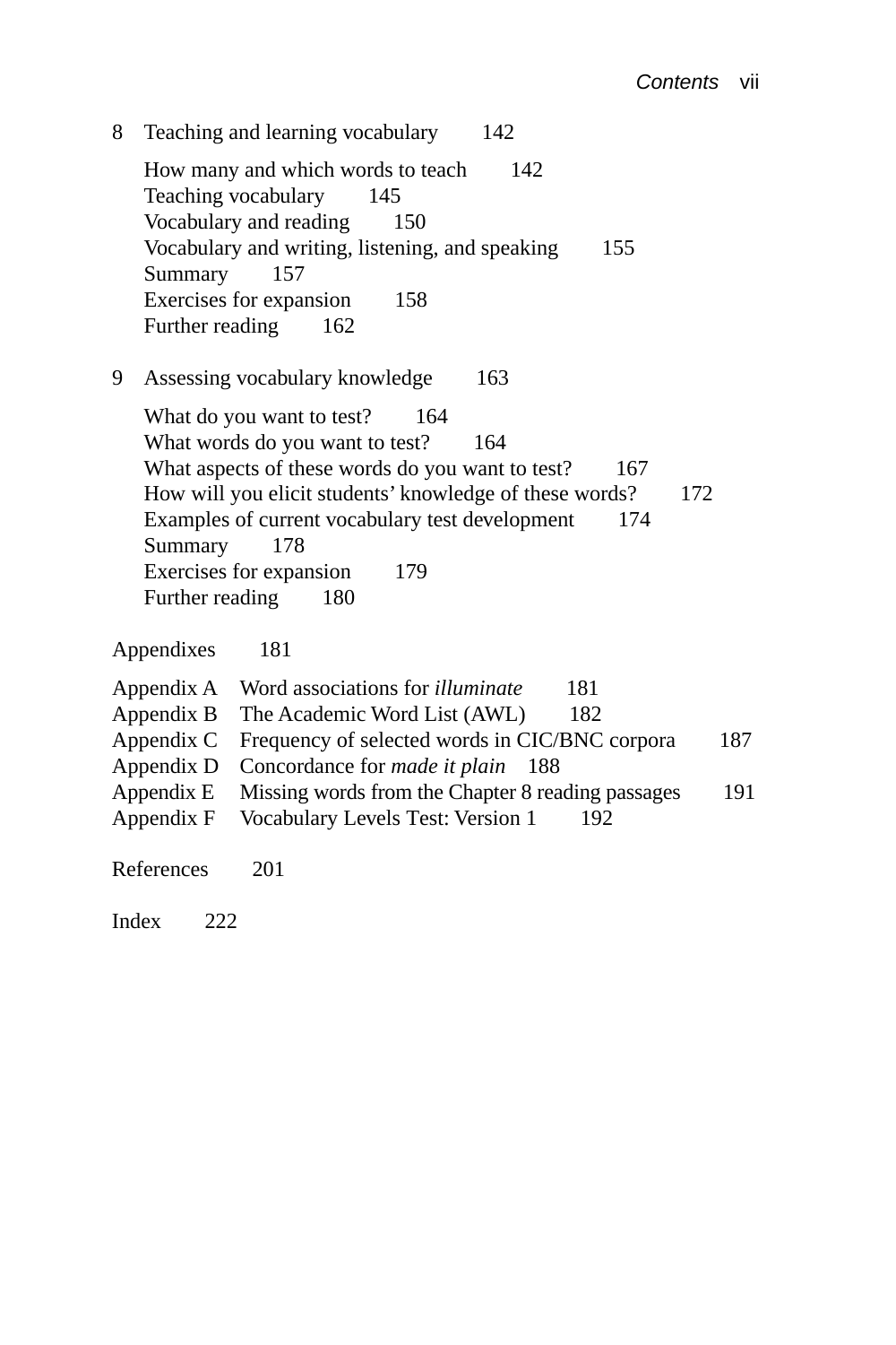8 Teaching and learning vocabulary 142

How many and which words to teach 142
Teaching vocabulary 145
Vocabulary and reading 150
Vocabulary and writing, listening, and speaking 155
Summary 157
Exercises for expansion 158
Further reading 162

9 Assessing vocabulary knowledge 163

What do you want to test? 164
What words do you want to test? 164
What aspects of these words do you want to test? 167
How will you elicit students' knowledge of these words? 172
Examples of current vocabulary test development 174
Summary 178
Exercises for expansion 179
Further reading 180

Appendixes 181

Appendix A Word associations for *illuminate* 181
Appendix B The Academic Word List (AWL) 182
Appendix C Frequency of selected words in CIC/BNC corpora 187
Appendix D Concordance for *made it plain* 188
Appendix E Missing words from the Chapter 8 reading passages 191
Appendix F Vocabulary Levels Test: Version 1 192

References 201

Index 222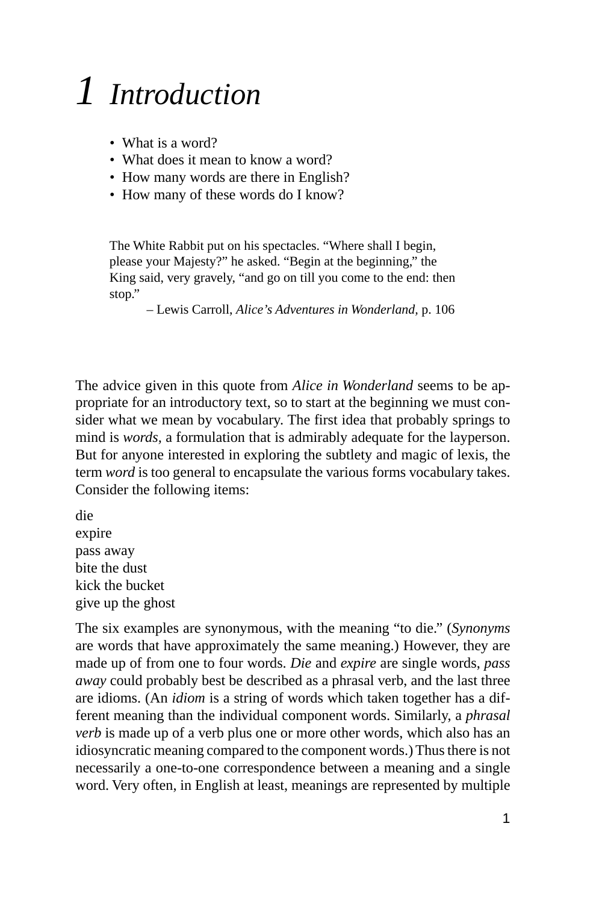# 1 *Introduction*

- What is a word?
- What does it mean to know a word?
- How many words are there in English?
- How many of these words do I know?

> The White Rabbit put on his spectacles. "Where shall I begin, please your Majesty?" he asked. "Begin at the beginning," the King said, very gravely, "and go on till you come to the end: then stop."
>
> – Lewis Carroll, *Alice's Adventures in Wonderland,* p. 106

The advice given in this quote from *Alice in Wonderland* seems to be appropriate for an introductory text, so to start at the beginning we must consider what we mean by vocabulary. The first idea that probably springs to mind is *words,* a formulation that is admirably adequate for the layperson. But for anyone interested in exploring the subtlety and magic of lexis, the term *word* is too general to encapsulate the various forms vocabulary takes. Consider the following items:

die
expire
pass away
bite the dust
kick the bucket
give up the ghost

The six examples are synonymous, with the meaning "to die." (*Synonyms* are words that have approximately the same meaning.) However, they are made up of from one to four words. *Die* and *expire* are single words, *pass away* could probably best be described as a phrasal verb, and the last three are idioms. (An *idiom* is a string of words which taken together has a different meaning than the individual component words. Similarly, a *phrasal verb* is made up of a verb plus one or more other words, which also has an idiosyncratic meaning compared to the component words.) Thus there is not necessarily a one-to-one correspondence between a meaning and a single word. Very often, in English at least, meanings are represented by multiple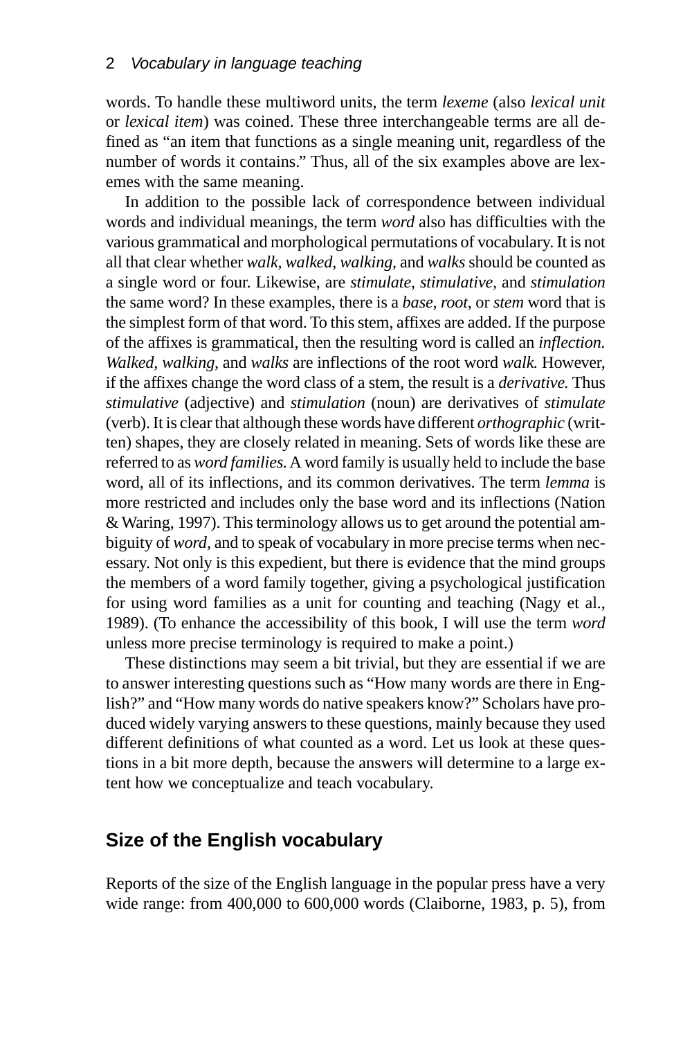words. To handle these multiword units, the term *lexeme* (also *lexical unit* or *lexical item*) was coined. These three interchangeable terms are all defined as "an item that functions as a single meaning unit, regardless of the number of words it contains." Thus, all of the six examples above are lexemes with the same meaning.

In addition to the possible lack of correspondence between individual words and individual meanings, the term *word* also has difficulties with the various grammatical and morphological permutations of vocabulary. It is not all that clear whether *walk, walked, walking,* and *walks* should be counted as a single word or four. Likewise, are *stimulate, stimulative,* and *stimulation* the same word? In these examples, there is a *base, root,* or *stem* word that is the simplest form of that word. To this stem, affixes are added. If the purpose of the affixes is grammatical, then the resulting word is called an *inflection. Walked, walking,* and *walks* are inflections of the root word *walk.* However, if the affixes change the word class of a stem, the result is a *derivative.* Thus *stimulative* (adjective) and *stimulation* (noun) are derivatives of *stimulate* (verb). It is clear that although these words have different *orthographic* (written) shapes, they are closely related in meaning. Sets of words like these are referred to as *word families.* A word family is usually held to include the base word, all of its inflections, and its common derivatives. The term *lemma* is more restricted and includes only the base word and its inflections (Nation & Waring, 1997). This terminology allows us to get around the potential ambiguity of *word*, and to speak of vocabulary in more precise terms when necessary. Not only is this expedient, but there is evidence that the mind groups the members of a word family together, giving a psychological justification for using word families as a unit for counting and teaching (Nagy et al., 1989). (To enhance the accessibility of this book, I will use the term *word* unless more precise terminology is required to make a point.)

These distinctions may seem a bit trivial, but they are essential if we are to answer interesting questions such as "How many words are there in English?" and "How many words do native speakers know?" Scholars have produced widely varying answers to these questions, mainly because they used different definitions of what counted as a word. Let us look at these questions in a bit more depth, because the answers will determine to a large extent how we conceptualize and teach vocabulary.

## Size of the English vocabulary

Reports of the size of the English language in the popular press have a very wide range: from 400,000 to 600,000 words (Claiborne, 1983, p. 5), from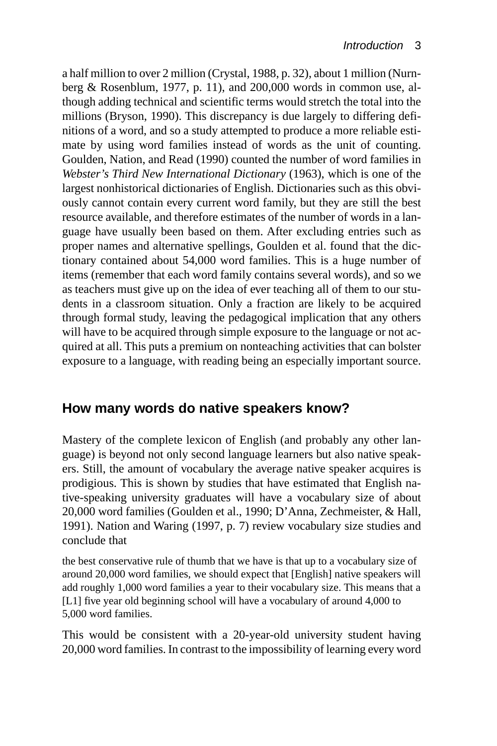a half million to over 2 million (Crystal, 1988, p. 32), about 1 million (Nurnberg & Rosenblum, 1977, p. 11), and 200,000 words in common use, although adding technical and scientific terms would stretch the total into the millions (Bryson, 1990). This discrepancy is due largely to differing definitions of a word, and so a study attempted to produce a more reliable estimate by using word families instead of words as the unit of counting. Goulden, Nation, and Read (1990) counted the number of word families in *Webster's Third New International Dictionary* (1963), which is one of the largest nonhistorical dictionaries of English. Dictionaries such as this obviously cannot contain every current word family, but they are still the best resource available, and therefore estimates of the number of words in a language have usually been based on them. After excluding entries such as proper names and alternative spellings, Goulden et al. found that the dictionary contained about 54,000 word families. This is a huge number of items (remember that each word family contains several words), and so we as teachers must give up on the idea of ever teaching all of them to our students in a classroom situation. Only a fraction are likely to be acquired through formal study, leaving the pedagogical implication that any others will have to be acquired through simple exposure to the language or not acquired at all. This puts a premium on nonteaching activities that can bolster exposure to a language, with reading being an especially important source.

## How many words do native speakers know?

Mastery of the complete lexicon of English (and probably any other language) is beyond not only second language learners but also native speakers. Still, the amount of vocabulary the average native speaker acquires is prodigious. This is shown by studies that have estimated that English native-speaking university graduates will have a vocabulary size of about 20,000 word families (Goulden et al., 1990; D'Anna, Zechmeister, & Hall, 1991). Nation and Waring (1997, p. 7) review vocabulary size studies and conclude that

> the best conservative rule of thumb that we have is that up to a vocabulary size of around 20,000 word families, we should expect that [English] native speakers will add roughly 1,000 word families a year to their vocabulary size. This means that a [L1] five year old beginning school will have a vocabulary of around 4,000 to 5,000 word families.

This would be consistent with a 20-year-old university student having 20,000 word families. In contrast to the impossibility of learning every word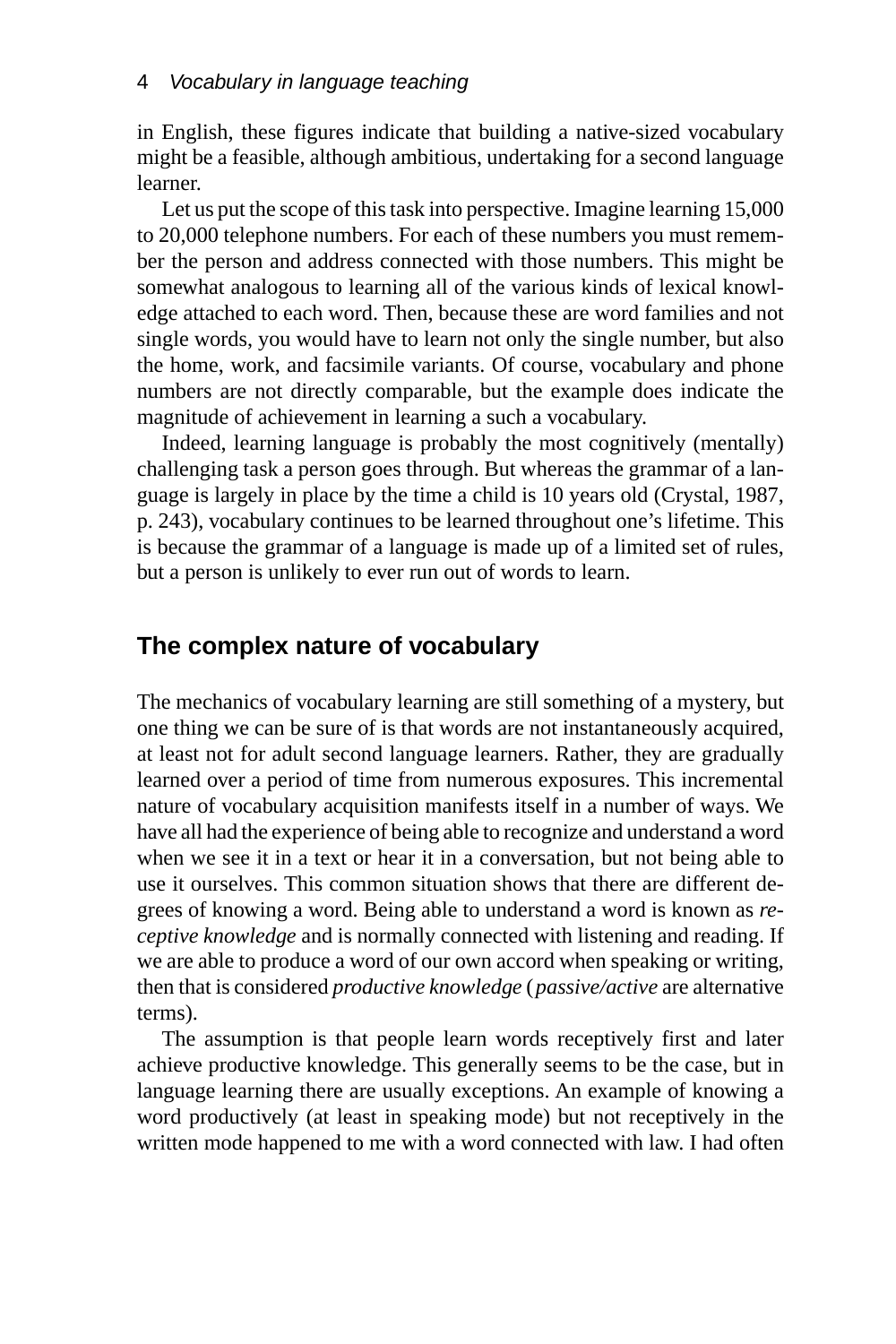in English, these figures indicate that building a native-sized vocabulary might be a feasible, although ambitious, undertaking for a second language learner.

Let us put the scope of this task into perspective. Imagine learning 15,000 to 20,000 telephone numbers. For each of these numbers you must remember the person and address connected with those numbers. This might be somewhat analogous to learning all of the various kinds of lexical knowledge attached to each word. Then, because these are word families and not single words, you would have to learn not only the single number, but also the home, work, and facsimile variants. Of course, vocabulary and phone numbers are not directly comparable, but the example does indicate the magnitude of achievement in learning a such a vocabulary.

Indeed, learning language is probably the most cognitively (mentally) challenging task a person goes through. But whereas the grammar of a language is largely in place by the time a child is 10 years old (Crystal, 1987, p. 243), vocabulary continues to be learned throughout one's lifetime. This is because the grammar of a language is made up of a limited set of rules, but a person is unlikely to ever run out of words to learn.

## The complex nature of vocabulary

The mechanics of vocabulary learning are still something of a mystery, but one thing we can be sure of is that words are not instantaneously acquired, at least not for adult second language learners. Rather, they are gradually learned over a period of time from numerous exposures. This incremental nature of vocabulary acquisition manifests itself in a number of ways. We have all had the experience of being able to recognize and understand a word when we see it in a text or hear it in a conversation, but not being able to use it ourselves. This common situation shows that there are different degrees of knowing a word. Being able to understand a word is known as *receptive knowledge* and is normally connected with listening and reading. If we are able to produce a word of our own accord when speaking or writing, then that is considered *productive knowledge* (*passive/active* are alternative terms).

The assumption is that people learn words receptively first and later achieve productive knowledge. This generally seems to be the case, but in language learning there are usually exceptions. An example of knowing a word productively (at least in speaking mode) but not receptively in the written mode happened to me with a word connected with law. I had often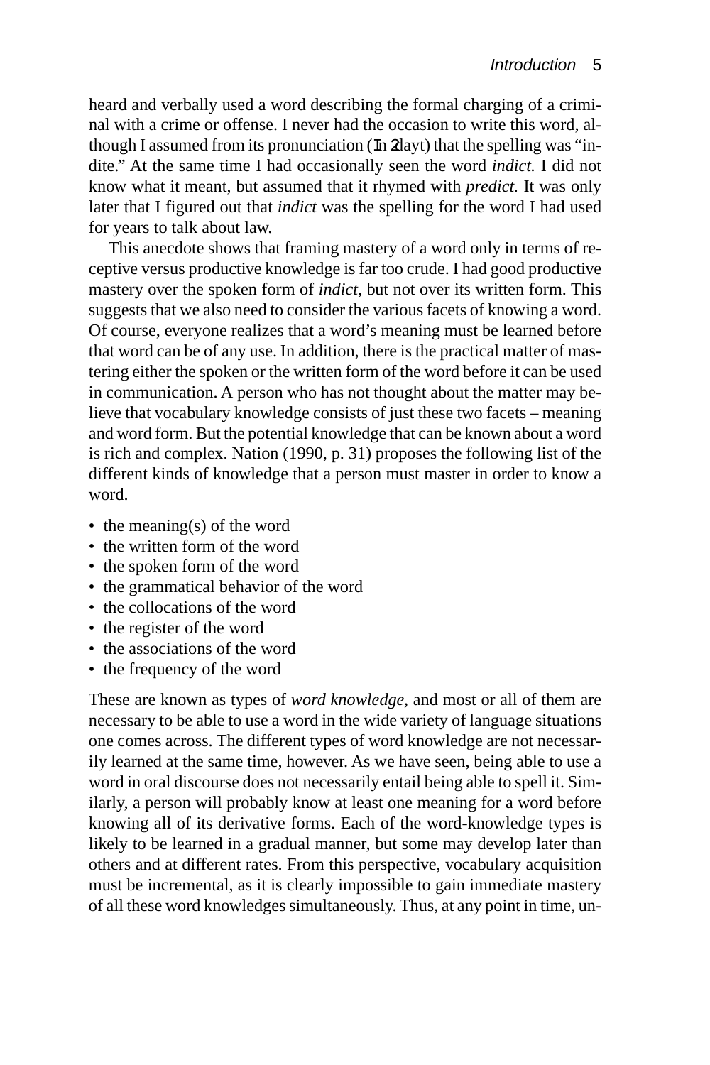heard and verbally used a word describing the formal charging of a criminal with a crime or offense. I never had the occasion to write this word, although I assumed from its pronunciation (In 2dayt) that the spelling was "indite." At the same time I had occasionally seen the word *indict.* I did not know what it meant, but assumed that it rhymed with *predict.* It was only later that I figured out that *indict* was the spelling for the word I had used for years to talk about law.

This anecdote shows that framing mastery of a word only in terms of receptive versus productive knowledge is far too crude. I had good productive mastery over the spoken form of *indict*, but not over its written form. This suggests that we also need to consider the various facets of knowing a word. Of course, everyone realizes that a word's meaning must be learned before that word can be of any use. In addition, there is the practical matter of mastering either the spoken or the written form of the word before it can be used in communication. A person who has not thought about the matter may believe that vocabulary knowledge consists of just these two facets – meaning and word form. But the potential knowledge that can be known about a word is rich and complex. Nation (1990, p. 31) proposes the following list of the different kinds of knowledge that a person must master in order to know a word.

- the meaning(s) of the word
- the written form of the word
- the spoken form of the word
- the grammatical behavior of the word
- the collocations of the word
- the register of the word
- the associations of the word
- the frequency of the word

These are known as types of *word knowledge*, and most or all of them are necessary to be able to use a word in the wide variety of language situations one comes across. The different types of word knowledge are not necessarily learned at the same time, however. As we have seen, being able to use a word in oral discourse does not necessarily entail being able to spell it. Similarly, a person will probably know at least one meaning for a word before knowing all of its derivative forms. Each of the word-knowledge types is likely to be learned in a gradual manner, but some may develop later than others and at different rates. From this perspective, vocabulary acquisition must be incremental, as it is clearly impossible to gain immediate mastery of all these word knowledges simultaneously. Thus, at any point in time, un-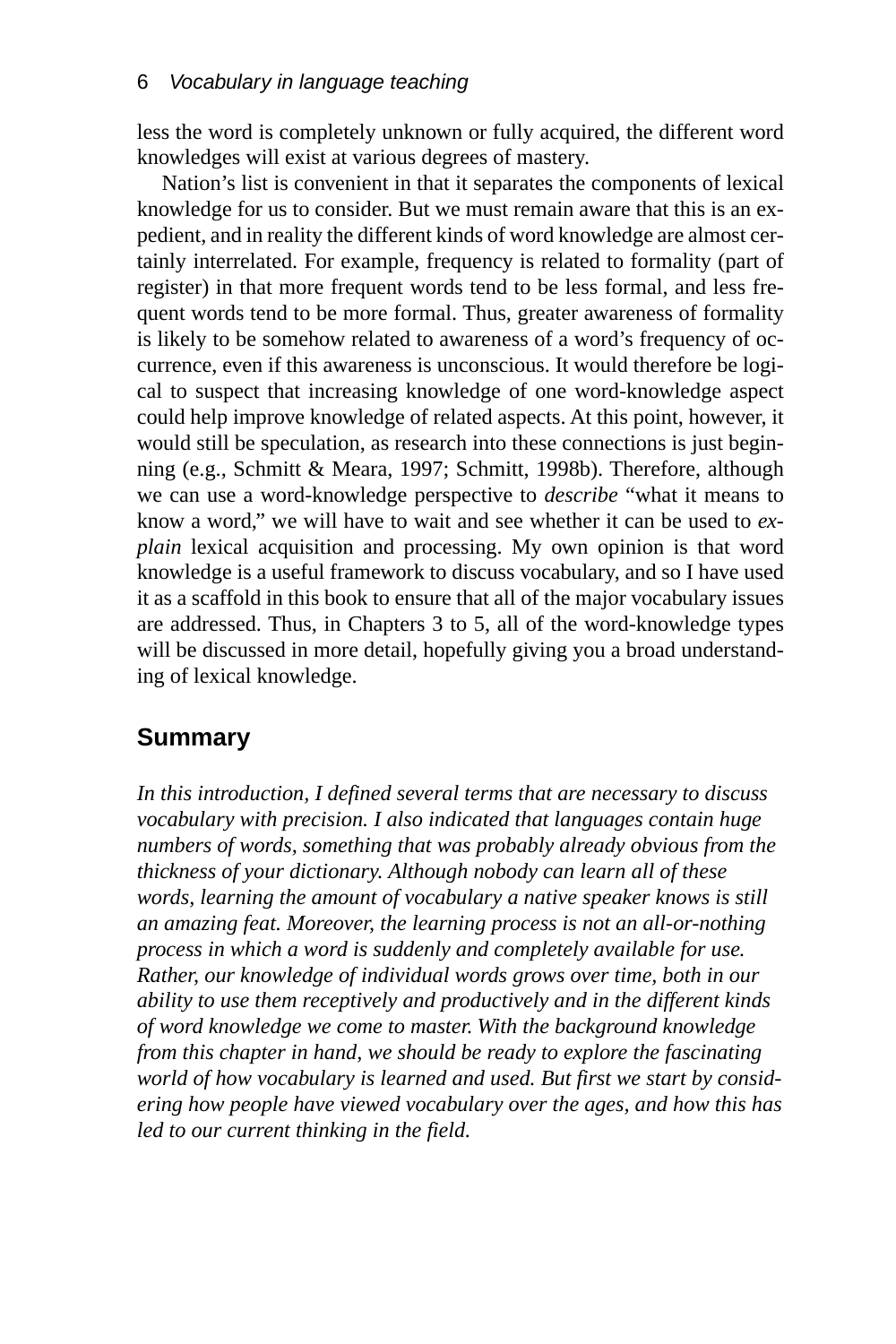less the word is completely unknown or fully acquired, the different word knowledges will exist at various degrees of mastery.

Nation's list is convenient in that it separates the components of lexical knowledge for us to consider. But we must remain aware that this is an expedient, and in reality the different kinds of word knowledge are almost certainly interrelated. For example, frequency is related to formality (part of register) in that more frequent words tend to be less formal, and less frequent words tend to be more formal. Thus, greater awareness of formality is likely to be somehow related to awareness of a word's frequency of occurrence, even if this awareness is unconscious. It would therefore be logical to suspect that increasing knowledge of one word-knowledge aspect could help improve knowledge of related aspects. At this point, however, it would still be speculation, as research into these connections is just beginning (e.g., Schmitt & Meara, 1997; Schmitt, 1998b). Therefore, although we can use a word-knowledge perspective to *describe* "what it means to know a word," we will have to wait and see whether it can be used to *explain* lexical acquisition and processing. My own opinion is that word knowledge is a useful framework to discuss vocabulary, and so I have used it as a scaffold in this book to ensure that all of the major vocabulary issues are addressed. Thus, in Chapters 3 to 5, all of the word-knowledge types will be discussed in more detail, hopefully giving you a broad understanding of lexical knowledge.

## Summary

*In this introduction, I defined several terms that are necessary to discuss vocabulary with precision. I also indicated that languages contain huge numbers of words, something that was probably already obvious from the thickness of your dictionary. Although nobody can learn all of these words, learning the amount of vocabulary a native speaker knows is still an amazing feat. Moreover, the learning process is not an all-or-nothing process in which a word is suddenly and completely available for use. Rather, our knowledge of individual words grows over time, both in our ability to use them receptively and productively and in the different kinds of word knowledge we come to master. With the background knowledge from this chapter in hand, we should be ready to explore the fascinating world of how vocabulary is learned and used. But first we start by considering how people have viewed vocabulary over the ages, and how this has led to our current thinking in the field.*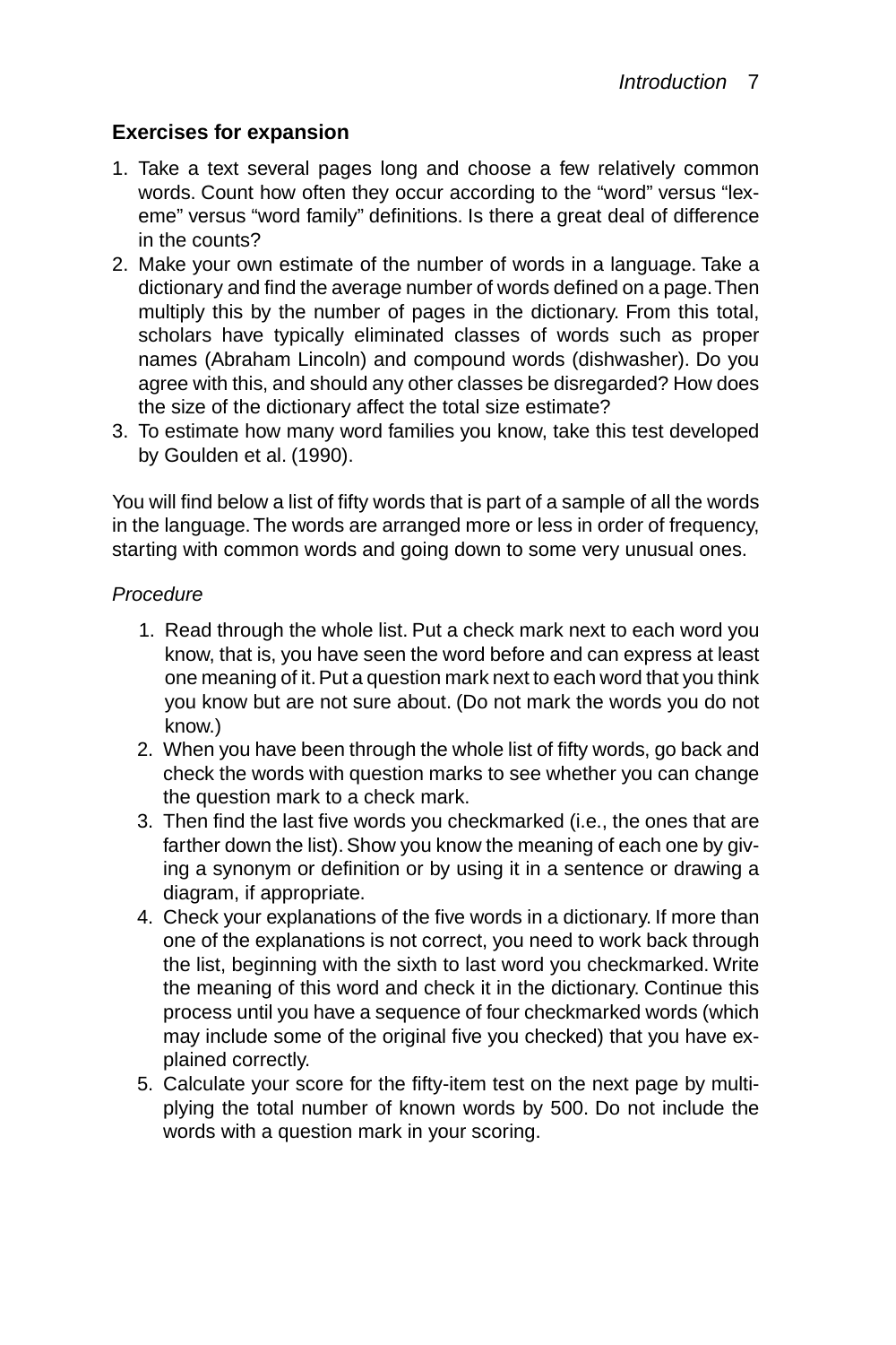## Exercises for expansion

1. Take a text several pages long and choose a few relatively common words. Count how often they occur according to the "word" versus "lexeme" versus "word family" definitions. Is there a great deal of difference in the counts?
2. Make your own estimate of the number of words in a language. Take a dictionary and find the average number of words defined on a page. Then multiply this by the number of pages in the dictionary. From this total, scholars have typically eliminated classes of words such as proper names (Abraham Lincoln) and compound words (dishwasher). Do you agree with this, and should any other classes be disregarded? How does the size of the dictionary affect the total size estimate?
3. To estimate how many word families you know, take this test developed by Goulden et al. (1990).

You will find below a list of fifty words that is part of a sample of all the words in the language. The words are arranged more or less in order of frequency, starting with common words and going down to some very unusual ones.

*Procedure*

1. Read through the whole list. Put a check mark next to each word you know, that is, you have seen the word before and can express at least one meaning of it. Put a question mark next to each word that you think you know but are not sure about. (Do not mark the words you do not know.)
2. When you have been through the whole list of fifty words, go back and check the words with question marks to see whether you can change the question mark to a check mark.
3. Then find the last five words you checkmarked (i.e., the ones that are farther down the list). Show you know the meaning of each one by giving a synonym or definition or by using it in a sentence or drawing a diagram, if appropriate.
4. Check your explanations of the five words in a dictionary. If more than one of the explanations is not correct, you need to work back through the list, beginning with the sixth to last word you checkmarked. Write the meaning of this word and check it in the dictionary. Continue this process until you have a sequence of four checkmarked words (which may include some of the original five you checked) that you have explained correctly.
5. Calculate your score for the fifty-item test on the next page by multiplying the total number of known words by 500. Do not include the words with a question mark in your scoring.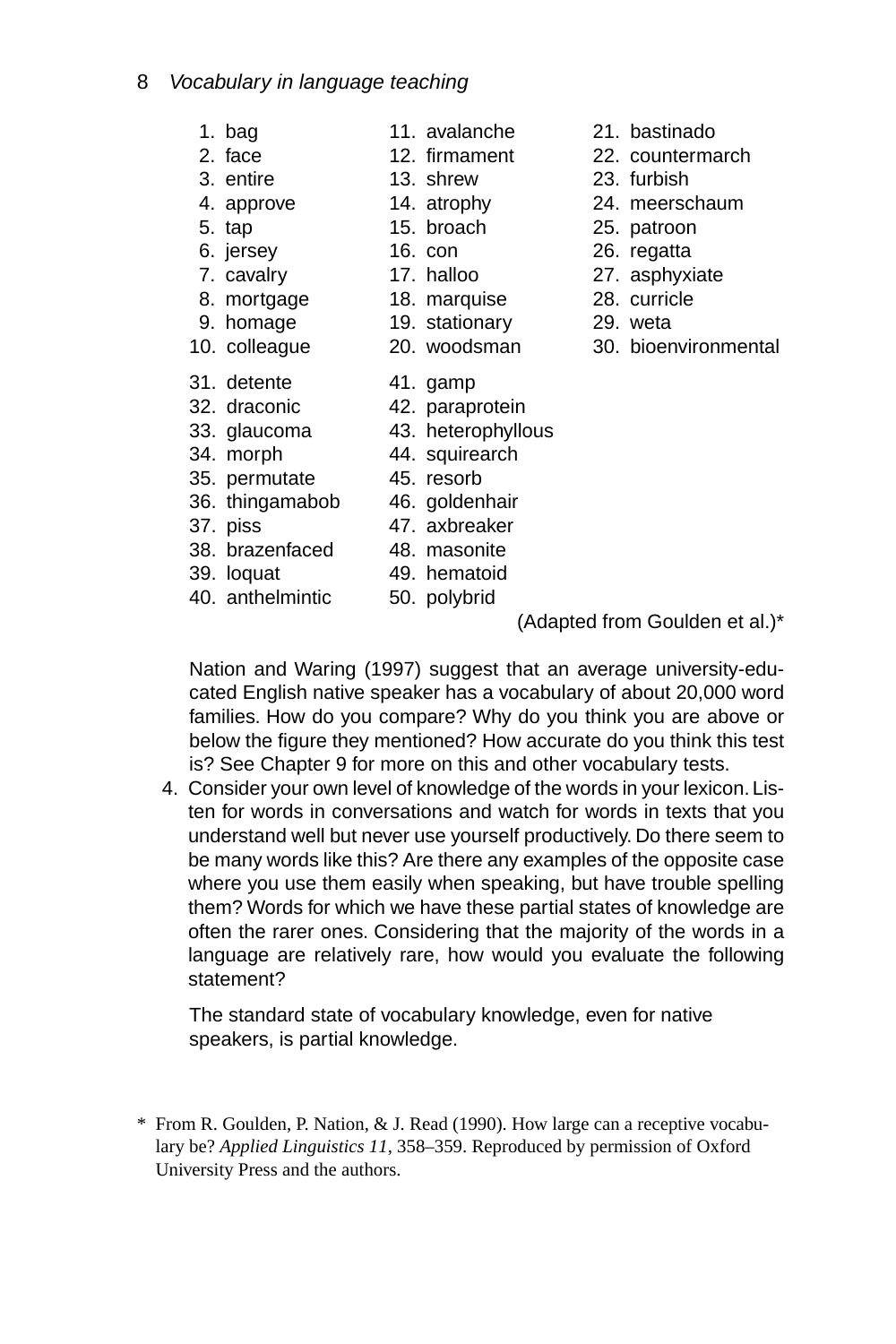1. bag
2. face
3. entire
4. approve
5. tap
6. jersey
7. cavalry
8. mortgage
9. homage
10. colleague
11. avalanche
12. firmament
13. shrew
14. atrophy
15. broach
16. con
17. halloo
18. marquise
19. stationary
20. woodsman
21. bastinado
22. countermarch
23. furbish
24. meerschaum
25. patroon
26. regatta
27. asphyxiate
28. curricle
29. weta
30. bioenvironmental
31. detente
32. draconic
33. glaucoma
34. morph
35. permutate
36. thingamabob
37. piss
38. brazenfaced
39. loquat
40. anthelmintic
41. gamp
42. paraprotein
43. heterophyllous
44. squirearch
45. resorb
46. goldenhair
47. axbreaker
48. masonite
49. hematoid
50. polybrid

(Adapted from Goulden et al.)*

Nation and Waring (1997) suggest that an average university-educated English native speaker has a vocabulary of about 20,000 word families. How do you compare? Why do you think you are above or below the figure they mentioned? How accurate do you think this test is? See Chapter 9 for more on this and other vocabulary tests.

4. Consider your own level of knowledge of the words in your lexicon. Listen for words in conversations and watch for words in texts that you understand well but never use yourself productively. Do there seem to be many words like this? Are there any examples of the opposite case where you use them easily when speaking, but have trouble spelling them? Words for which we have these partial states of knowledge are often the rarer ones. Considering that the majority of the words in a language are relatively rare, how would you evaluate the following statement?

   The standard state of vocabulary knowledge, even for native speakers, is partial knowledge.

\* From R. Goulden, P. Nation, & J. Read (1990). How large can a receptive vocabulary be? *Applied Linguistics 11*, 358–359. Reproduced by permission of Oxford University Press and the authors.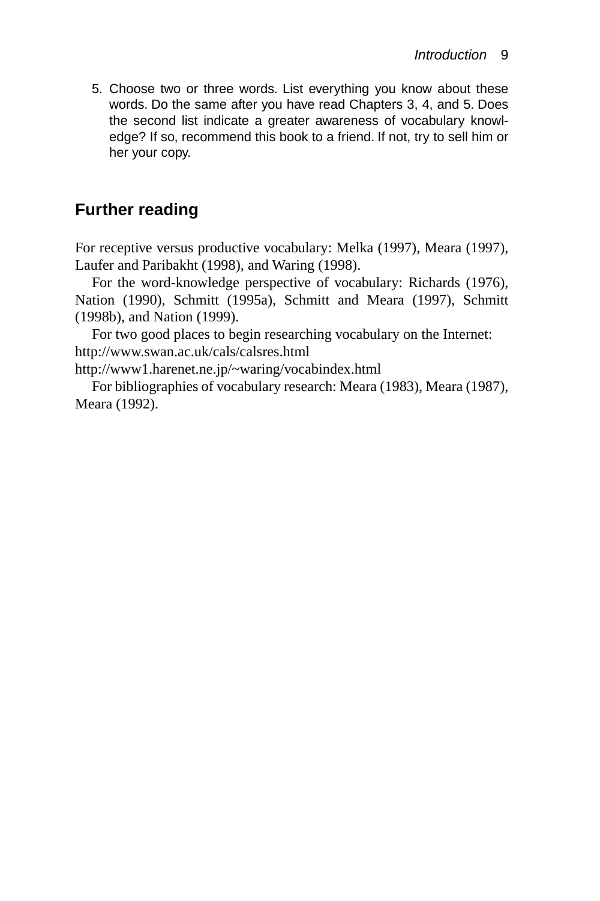5. Choose two or three words. List everything you know about these words. Do the same after you have read Chapters 3, 4, and 5. Does the second list indicate a greater awareness of vocabulary knowledge? If so, recommend this book to a friend. If not, try to sell him or her your copy.

## Further reading

For receptive versus productive vocabulary: Melka (1997), Meara (1997), Laufer and Paribakht (1998), and Waring (1998).

For the word-knowledge perspective of vocabulary: Richards (1976), Nation (1990), Schmitt (1995a), Schmitt and Meara (1997), Schmitt (1998b), and Nation (1999).

For two good places to begin researching vocabulary on the Internet:
http://www.swan.ac.uk/cals/calsres.html
http://www1.harenet.ne.jp/~waring/vocabindex.html

For bibliographies of vocabulary research: Meara (1983), Meara (1987), Meara (1992).